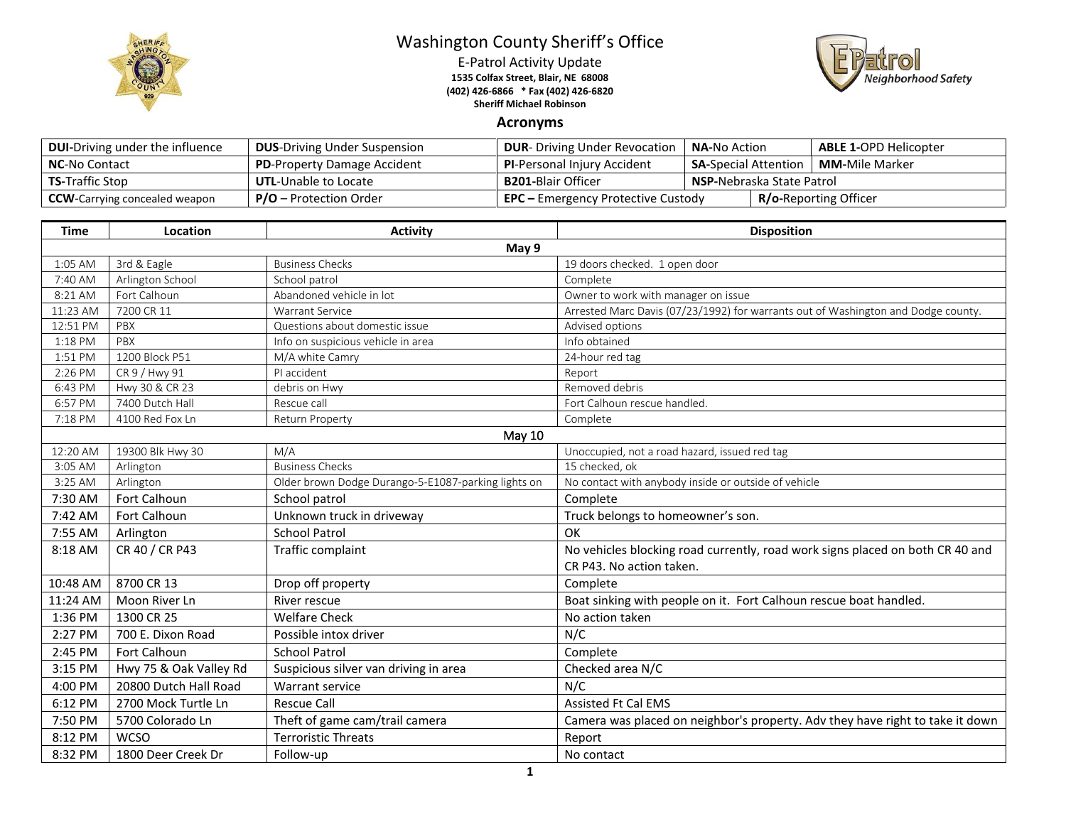# Washington County Sheriff's Office

E-Patrol Activity Update

**1535 Colfax Street, Blair, NE 68008**

**(402) 426-6866 * Fax (402) 426-6820**

**Sheriff Michael Robinson**

## Acronyms

| | | | | |
|---|---|---|---|---|
| **DUI**-Driving under the influence | **DUS**-Driving Under Suspension | **DUR**- Driving Under Revocation | **NA-**No Action | **ABLE 1-**OPD Helicopter |
| **NC**-No Contact | **PD**-Property Damage Accident | **PI**-Personal Injury Accident | **SA**-Special Attention | **MM-**Mile Marker |
| **TS-**Traffic Stop | **UTL**-Unable to Locate | **B201-**Blair Officer | **NSP-**Nebraska State Patrol | |
| **CCW**-Carrying concealed weapon | **P/O** – Protection Order | **EPC –** Emergency Protective Custody | **R/o-**Reporting Officer | |

| Time | Location | Activity | Disposition |
|---|---|---|---|
| | | **May 9** | |
| 1:05 AM | 3rd & Eagle | Business Checks | 19 doors checked. 1 open door |
| 7:40 AM | Arlington School | School patrol | Complete |
| 8:21 AM | Fort Calhoun | Abandoned vehicle in lot | Owner to work with manager on issue |
| 11:23 AM | 7200 CR 11 | Warrant Service | Arrested Marc Davis (07/23/1992) for warrants out of Washington and Dodge county. |
| 12:51 PM | PBX | Questions about domestic issue | Advised options |
| 1:18 PM | PBX | Info on suspicious vehicle in area | Info obtained |
| 1:51 PM | 1200 Block P51 | M/A white Camry | 24-hour red tag |
| 2:26 PM | CR 9 / Hwy 91 | PI accident | Report |
| 6:43 PM | Hwy 30 & CR 23 | debris on Hwy | Removed debris |
| 6:57 PM | 7400 Dutch Hall | Rescue call | Fort Calhoun rescue handled. |
| 7:18 PM | 4100 Red Fox Ln | Return Property | Complete |
| | | **May 10** | |
| 12:20 AM | 19300 Blk Hwy 30 | M/A | Unoccupied, not a road hazard, issued red tag |
| 3:05 AM | Arlington | Business Checks | 15 checked, ok |
| 3:25 AM | Arlington | Older brown Dodge Durango-5-E1087-parking lights on | No contact with anybody inside or outside of vehicle |
| 7:30 AM | Fort Calhoun | School patrol | Complete |
| 7:42 AM | Fort Calhoun | Unknown truck in driveway | Truck belongs to homeowner's son. |
| 7:55 AM | Arlington | School Patrol | OK |
| 8:18 AM | CR 40 / CR P43 | Traffic complaint | No vehicles blocking road currently, road work signs placed on both CR 40 and CR P43. No action taken. |
| 10:48 AM | 8700 CR 13 | Drop off property | Complete |
| 11:24 AM | Moon River Ln | River rescue | Boat sinking with people on it. Fort Calhoun rescue boat handled. |
| 1:36 PM | 1300 CR 25 | Welfare Check | No action taken |
| 2:27 PM | 700 E. Dixon Road | Possible intox driver | N/C |
| 2:45 PM | Fort Calhoun | School Patrol | Complete |
| 3:15 PM | Hwy 75 & Oak Valley Rd | Suspicious silver van driving in area | Checked area N/C |
| 4:00 PM | 20800 Dutch Hall Road | Warrant service | N/C |
| 6:12 PM | 2700 Mock Turtle Ln | Rescue Call | Assisted Ft Cal EMS |
| 7:50 PM | 5700 Colorado Ln | Theft of game cam/trail camera | Camera was placed on neighbor's property. Adv they have right to take it down |
| 8:12 PM | WCSO | Terroristic Threats | Report |
| 8:32 PM | 1800 Deer Creek Dr | Follow-up | No contact |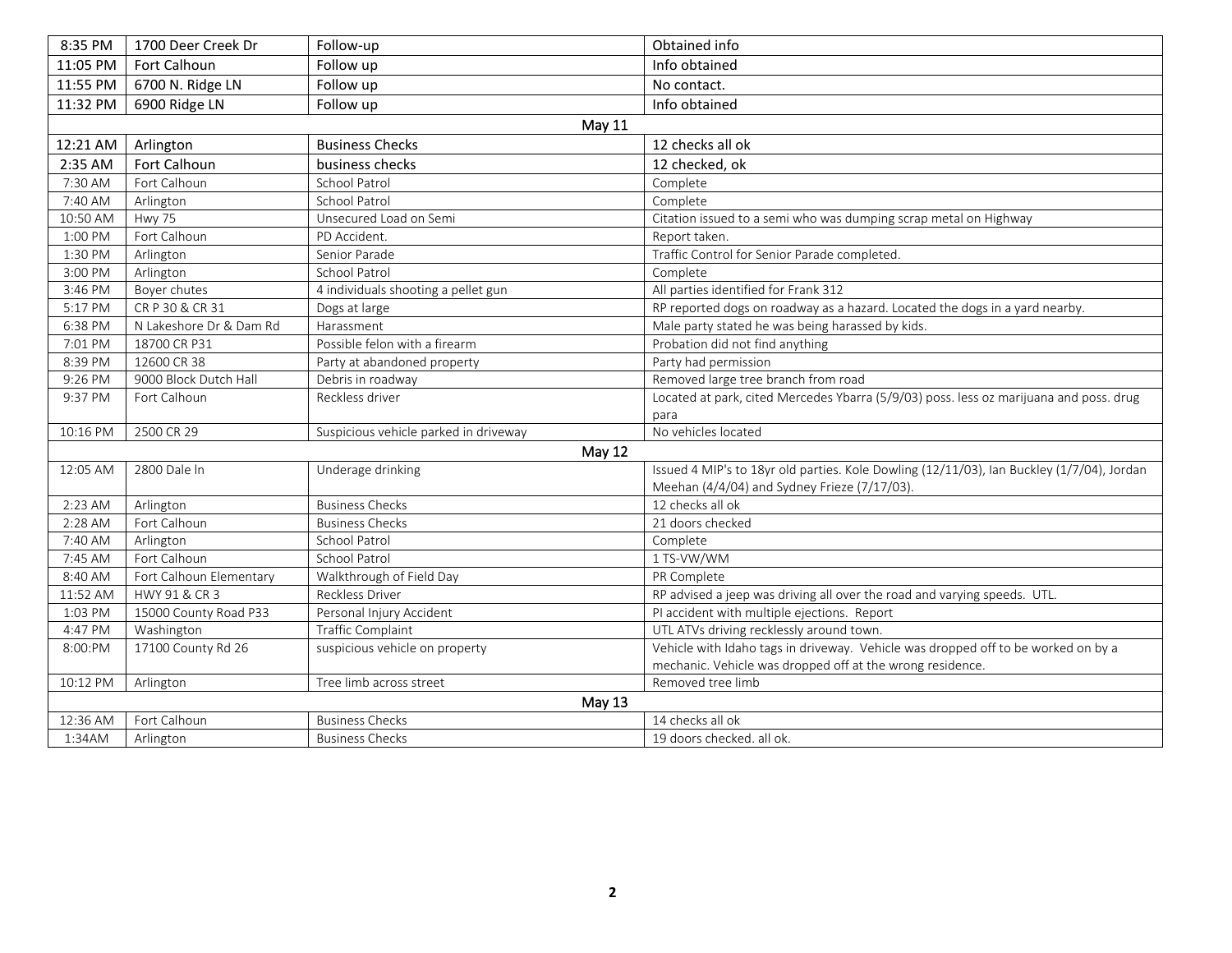| | | | |
|---|---|---|---|
| 8:35 PM | 1700 Deer Creek Dr | Follow-up | Obtained info |
| 11:05 PM | Fort Calhoun | Follow up | Info obtained |
| 11:55 PM | 6700 N. Ridge LN | Follow up | No contact. |
| 11:32 PM | 6900 Ridge LN | Follow up | Info obtained |
| May 11 | | | |
| 12:21 AM | Arlington | Business Checks | 12 checks all ok |
| 2:35 AM | Fort Calhoun | business checks | 12 checked, ok |
| 7:30 AM | Fort Calhoun | School Patrol | Complete |
| 7:40 AM | Arlington | School Patrol | Complete |
| 10:50 AM | Hwy 75 | Unsecured Load on Semi | Citation issued to a semi who was dumping scrap metal on Highway |
| 1:00 PM | Fort Calhoun | PD Accident. | Report taken. |
| 1:30 PM | Arlington | Senior Parade | Traffic Control for Senior Parade completed. |
| 3:00 PM | Arlington | School Patrol | Complete |
| 3:46 PM | Boyer chutes | 4 individuals shooting a pellet gun | All parties identified for Frank 312 |
| 5:17 PM | CR P 30 & CR 31 | Dogs at large | RP reported dogs on roadway as a hazard. Located the dogs in a yard nearby. |
| 6:38 PM | N Lakeshore Dr & Dam Rd | Harassment | Male party stated he was being harassed by kids. |
| 7:01 PM | 18700 CR P31 | Possible felon with a firearm | Probation did not find anything |
| 8:39 PM | 12600 CR 38 | Party at abandoned property | Party had permission |
| 9:26 PM | 9000 Block Dutch Hall | Debris in roadway | Removed large tree branch from road |
| 9:37 PM | Fort Calhoun | Reckless driver | Located at park, cited Mercedes Ybarra (5/9/03) poss. less oz marijuana and poss. drug para |
| 10:16 PM | 2500 CR 29 | Suspicious vehicle parked in driveway | No vehicles located |
| May 12 | | | |
| 12:05 AM | 2800 Dale ln | Underage drinking | Issued 4 MIP's to 18yr old parties. Kole Dowling (12/11/03), Ian Buckley (1/7/04), Jordan Meehan (4/4/04) and Sydney Frieze (7/17/03). |
| 2:23 AM | Arlington | Business Checks | 12 checks all ok |
| 2:28 AM | Fort Calhoun | Business Checks | 21 doors checked |
| 7:40 AM | Arlington | School Patrol | Complete |
| 7:45 AM | Fort Calhoun | School Patrol | 1 TS-VW/WM |
| 8:40 AM | Fort Calhoun Elementary | Walkthrough of Field Day | PR Complete |
| 11:52 AM | HWY 91 & CR 3 | Reckless Driver | RP advised a jeep was driving all over the road and varying speeds. UTL. |
| 1:03 PM | 15000 County Road P33 | Personal Injury Accident | PI accident with multiple ejections. Report |
| 4:47 PM | Washington | Traffic Complaint | UTL ATVs driving recklessly around town. |
| 8:00:PM | 17100 County Rd 26 | suspicious vehicle on property | Vehicle with Idaho tags in driveway. Vehicle was dropped off to be worked on by a mechanic. Vehicle was dropped off at the wrong residence. |
| 10:12 PM | Arlington | Tree limb across street | Removed tree limb |
| May 13 | | | |
| 12:36 AM | Fort Calhoun | Business Checks | 14 checks all ok |
| 1:34AM | Arlington | Business Checks | 19 doors checked. all ok. |